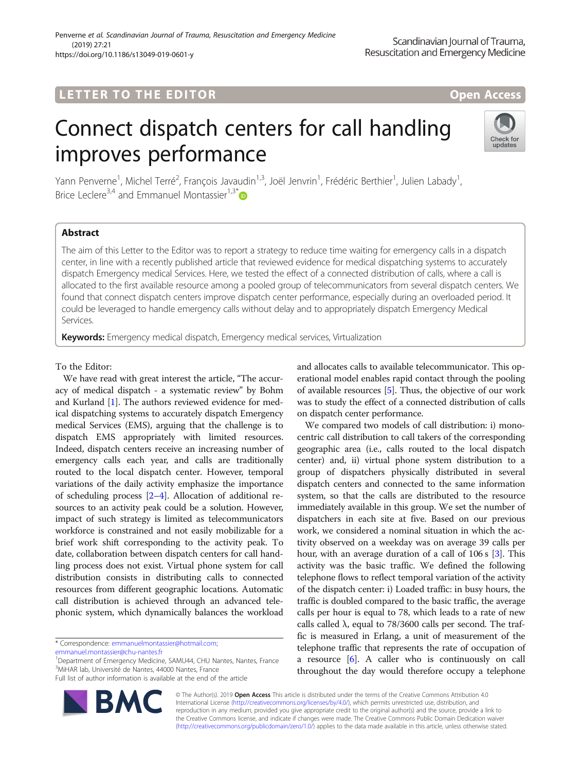LETTER TO THE EDITOR Open Access

# Connect dispatch centers for call handling improves performance

Yann Penverne[1], Michel Terré[2], François Javaudin[1,3], Joël Jenvrin[1], Frédéric Berthier[1], Julien Labady[1], Brice Leclere[3,4] and Emmanuel Montassier[1,3*]

## Abstract

The aim of this Letter to the Editor was to report a strategy to reduce time waiting for emergency calls in a dispatch center, in line with a recently published article that reviewed evidence for medical dispatching systems to accurately dispatch Emergency medical Services. Here, we tested the effect of a connected distribution of calls, where a call is allocated to the first available resource among a pooled group of telecommunicators from several dispatch centers. We found that connect dispatch centers improve dispatch center performance, especially during an overloaded period. It could be leveraged to handle emergency calls without delay and to appropriately dispatch Emergency Medical Services.

**Keywords:** Emergency medical dispatch, Emergency medical services, Virtualization

To the Editor:

We have read with great interest the article, "The accuracy of medical dispatch - a systematic review" by Bohm and Kurland [1]. The authors reviewed evidence for medical dispatching systems to accurately dispatch Emergency medical Services (EMS), arguing that the challenge is to dispatch EMS appropriately with limited resources. Indeed, dispatch centers receive an increasing number of emergency calls each year, and calls are traditionally routed to the local dispatch center. However, temporal variations of the daily activity emphasize the importance of scheduling process [2–4]. Allocation of additional resources to an activity peak could be a solution. However, impact of such strategy is limited as telecommunicators workforce is constrained and not easily mobilizable for a brief work shift corresponding to the activity peak. To date, collaboration between dispatch centers for call handling process does not exist. Virtual phone system for call distribution consists in distributing calls to connected resources from different geographic locations. Automatic call distribution is achieved through an advanced telephonic system, which dynamically balances the workload and allocates calls to available telecommunicator. This operational model enables rapid contact through the pooling of available resources [5]. Thus, the objective of our work was to study the effect of a connected distribution of calls on dispatch center performance.

We compared two models of call distribution: i) monocentric call distribution to call takers of the corresponding geographic area (i.e., calls routed to the local dispatch center) and, ii) virtual phone system distribution to a group of dispatchers physically distributed in several dispatch centers and connected to the same information system, so that the calls are distributed to the resource immediately available in this group. We set the number of dispatchers in each site at five. Based on our previous work, we considered a nominal situation in which the activity observed on a weekday was on average 39 calls per hour, with an average duration of a call of 106 s [3]. This activity was the basic traffic. We defined the following telephone flows to reflect temporal variation of the activity of the dispatch center: i) Loaded traffic: in busy hours, the traffic is doubled compared to the basic traffic, the average calls per hour is equal to 78, which leads to a rate of new calls called λ, equal to 78/3600 calls per second. The traffic is measured in Erlang, a unit of measurement of the telephone traffic that represents the rate of occupation of a resource [6]. A caller who is continuously on call throughout the day would therefore occupy a telephone

\* Correspondence: emmanuelmontassier@hotmail.com; emmanuel.montassier@chu-nantes.fr

[1]Department of Emergency Medicine, SAMU44, CHU Nantes, Nantes, France

[3]MiHAR lab, Université de Nantes, 44000 Nantes, France

Full list of author information is available at the end of the article

© The Author(s). 2019 **Open Access** This article is distributed under the terms of the Creative Commons Attribution 4.0 International License (http://creativecommons.org/licenses/by/4.0/), which permits unrestricted use, distribution, and reproduction in any medium, provided you give appropriate credit to the original author(s) and the source, provide a link to the Creative Commons license, and indicate if changes were made. The Creative Commons Public Domain Dedication waiver (http://creativecommons.org/publicdomain/zero/1.0/) applies to the data made available in this article, unless otherwise stated.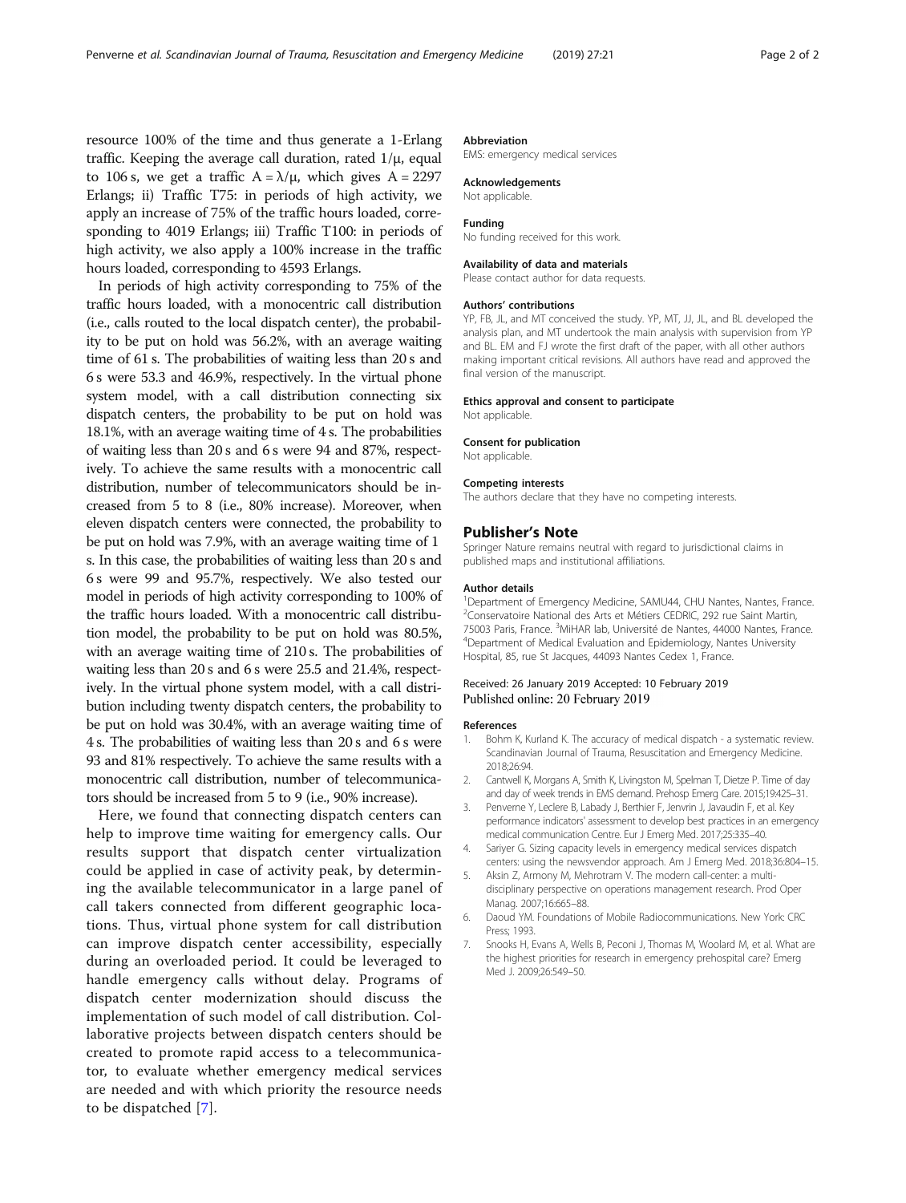resource 100% of the time and thus generate a 1-Erlang traffic. Keeping the average call duration, rated $1/\mu$, equal to 106 s, we get a traffic $A = \lambda/\mu$, which gives $A = 2297$ Erlangs; ii) Traffic T75: in periods of high activity, we apply an increase of 75% of the traffic hours loaded, corresponding to 4019 Erlangs; iii) Traffic T100: in periods of high activity, we also apply a 100% increase in the traffic hours loaded, corresponding to 4593 Erlangs.

In periods of high activity corresponding to 75% of the traffic hours loaded, with a monocentric call distribution (i.e., calls routed to the local dispatch center), the probability to be put on hold was 56.2%, with an average waiting time of 61 s. The probabilities of waiting less than 20 s and 6 s were 53.3 and 46.9%, respectively. In the virtual phone system model, with a call distribution connecting six dispatch centers, the probability to be put on hold was 18.1%, with an average waiting time of 4 s. The probabilities of waiting less than 20 s and 6 s were 94 and 87%, respectively. To achieve the same results with a monocentric call distribution, number of telecommunicators should be increased from 5 to 8 (i.e., 80% increase). Moreover, when eleven dispatch centers were connected, the probability to be put on hold was 7.9%, with an average waiting time of 1 s. In this case, the probabilities of waiting less than 20 s and 6 s were 99 and 95.7%, respectively. We also tested our model in periods of high activity corresponding to 100% of the traffic hours loaded. With a monocentric call distribution model, the probability to be put on hold was 80.5%, with an average waiting time of 210 s. The probabilities of waiting less than 20 s and 6 s were 25.5 and 21.4%, respectively. In the virtual phone system model, with a call distribution including twenty dispatch centers, the probability to be put on hold was 30.4%, with an average waiting time of 4 s. The probabilities of waiting less than 20 s and 6 s were 93 and 81% respectively. To achieve the same results with a monocentric call distribution, number of telecommunicators should be increased from 5 to 9 (i.e., 90% increase).

Here, we found that connecting dispatch centers can help to improve time waiting for emergency calls. Our results support that dispatch center virtualization could be applied in case of activity peak, by determining the available telecommunicator in a large panel of call takers connected from different geographic locations. Thus, virtual phone system for call distribution can improve dispatch center accessibility, especially during an overloaded period. It could be leveraged to handle emergency calls without delay. Programs of dispatch center modernization should discuss the implementation of such model of call distribution. Collaborative projects between dispatch centers should be created to promote rapid access to a telecommunicator, to evaluate whether emergency medical services are needed and with which priority the resource needs to be dispatched [7].

#### Abbreviation
EMS: emergency medical services

#### Acknowledgements
Not applicable.

#### Funding
No funding received for this work.

#### Availability of data and materials
Please contact author for data requests.

#### Authors' contributions
YP, FB, JL, and MT conceived the study. YP, MT, JJ, JL, and BL developed the analysis plan, and MT undertook the main analysis with supervision from YP and BL. EM and FJ wrote the first draft of the paper, with all other authors making important critical revisions. All authors have read and approved the final version of the manuscript.

#### Ethics approval and consent to participate
Not applicable.

#### Consent for publication
Not applicable.

#### Competing interests
The authors declare that they have no competing interests.

## Publisher's Note
Springer Nature remains neutral with regard to jurisdictional claims in published maps and institutional affiliations.

#### Author details
[1]Department of Emergency Medicine, SAMU44, CHU Nantes, Nantes, France. [2]Conservatoire National des Arts et Métiers CEDRIC, 292 rue Saint Martin, 75003 Paris, France. [3]MiHAR lab, Université de Nantes, 44000 Nantes, France. [4]Department of Medical Evaluation and Epidemiology, Nantes University Hospital, 85, rue St Jacques, 44093 Nantes Cedex 1, France.

Received: 26 January 2019 Accepted: 10 February 2019
Published online: 20 February 2019

#### References
1. Bohm K, Kurland K. The accuracy of medical dispatch - a systematic review. Scandinavian Journal of Trauma, Resuscitation and Emergency Medicine. 2018;26:94.
2. Cantwell K, Morgans A, Smith K, Livingston M, Spelman T, Dietze P. Time of day and day of week trends in EMS demand. Prehosp Emerg Care. 2015;19:425–31.
3. Penverne Y, Leclere B, Labady J, Berthier F, Jenvrin J, Javaudin F, et al. Key performance indicators' assessment to develop best practices in an emergency medical communication Centre. Eur J Emerg Med. 2017;25:335–40.
4. Sariyer G. Sizing capacity levels in emergency medical services dispatch centers: using the newsvendor approach. Am J Emerg Med. 2018;36:804–15.
5. Aksin Z, Armony M, Mehrotram V. The modern call-center: a multi-disciplinary perspective on operations management research. Prod Oper Manag. 2007;16:665–88.
6. Daoud YM. Foundations of Mobile Radiocommunications. New York: CRC Press; 1993.
7. Snooks H, Evans A, Wells B, Peconi J, Thomas M, Woolard M, et al. What are the highest priorities for research in emergency prehospital care? Emerg Med J. 2009;26:549–50.